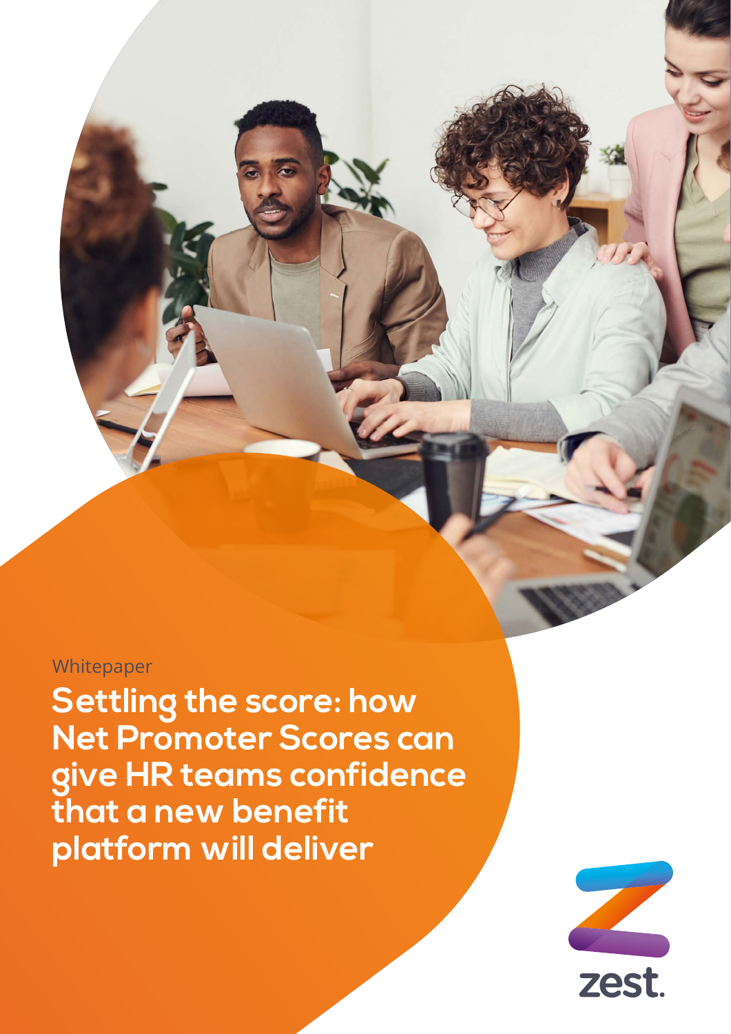Whitepaper

# Settling the score: how Net Promoter Scores can give HR teams confidence that a new benefit platform will deliver

zest.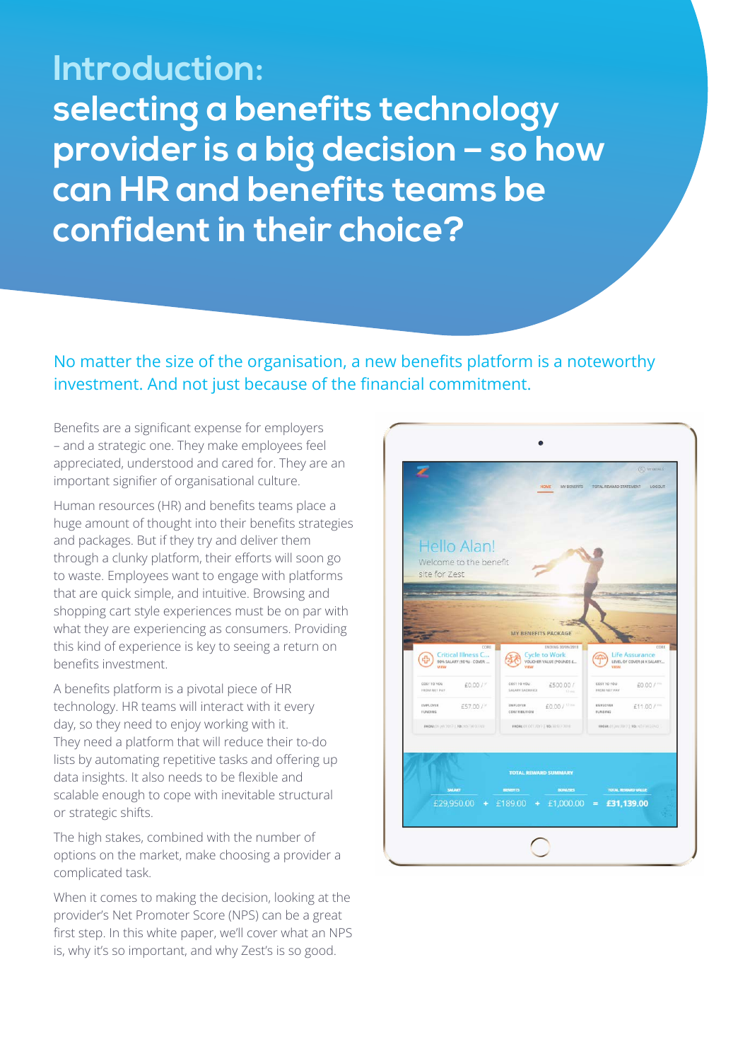# Introduction:
# selecting a benefits technology provider is a big decision – so how can HR and benefits teams be confident in their choice?

No matter the size of the organisation, a new benefits platform is a noteworthy investment. And not just because of the financial commitment.

Benefits are a significant expense for employers – and a strategic one. They make employees feel appreciated, understood and cared for. They are an important signifier of organisational culture.

Human resources (HR) and benefits teams place a huge amount of thought into their benefits strategies and packages. But if they try and deliver them through a clunky platform, their efforts will soon go to waste. Employees want to engage with platforms that are quick simple, and intuitive. Browsing and shopping cart style experiences must be on par with what they are experiencing as consumers. Providing this kind of experience is key to seeing a return on benefits investment.

A benefits platform is a pivotal piece of HR technology. HR teams will interact with it every day, so they need to enjoy working with it. They need a platform that will reduce their to-do lists by automating repetitive tasks and offering up data insights. It also needs to be flexible and scalable enough to cope with inevitable structural or strategic shifts.

The high stakes, combined with the number of options on the market, make choosing a provider a complicated task.

When it comes to making the decision, looking at the provider's Net Promoter Score (NPS) can be a great first step. In this white paper, we'll cover what an NPS is, why it's so important, and why Zest's is so good.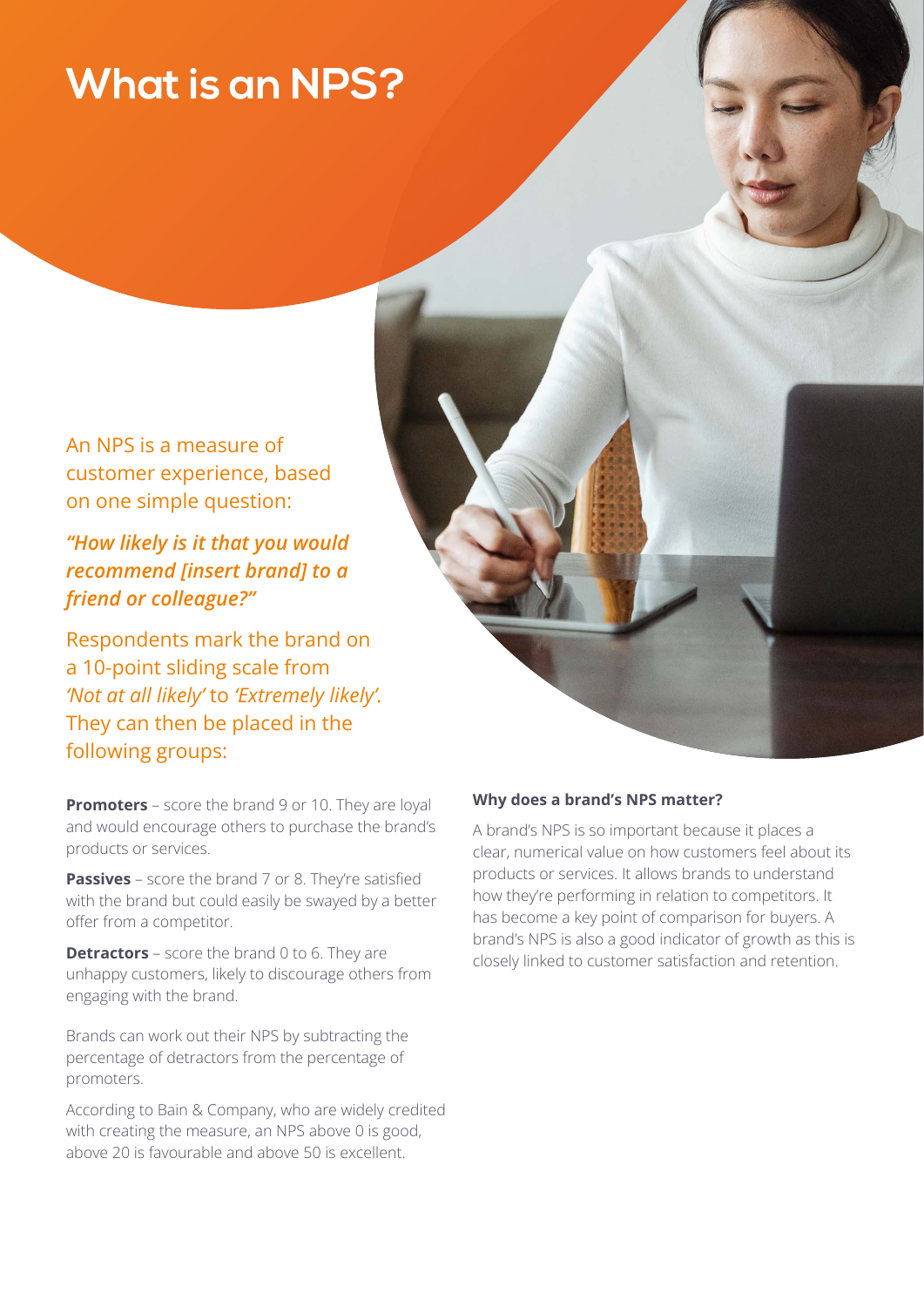# What is an NPS?

An NPS is a measure of customer experience, based on one simple question:

***"How likely is it that you would recommend [insert brand] to a friend or colleague?"***

Respondents mark the brand on a 10-point sliding scale from *'Not at all likely'* to *'Extremely likely'.* They can then be placed in the following groups:

**Promoters** – score the brand 9 or 10. They are loyal and would encourage others to purchase the brand's products or services.

**Passives** – score the brand 7 or 8. They're satisfied with the brand but could easily be swayed by a better offer from a competitor.

**Detractors** – score the brand 0 to 6. They are unhappy customers, likely to discourage others from engaging with the brand.

Brands can work out their NPS by subtracting the percentage of detractors from the percentage of promoters.

According to Bain & Company, who are widely credited with creating the measure, an NPS above 0 is good, above 20 is favourable and above 50 is excellent.

**Why does a brand's NPS matter?**

A brand's NPS is so important because it places a clear, numerical value on how customers feel about its products or services. It allows brands to understand how they're performing in relation to competitors. It has become a key point of comparison for buyers. A brand's NPS is also a good indicator of growth as this is closely linked to customer satisfaction and retention.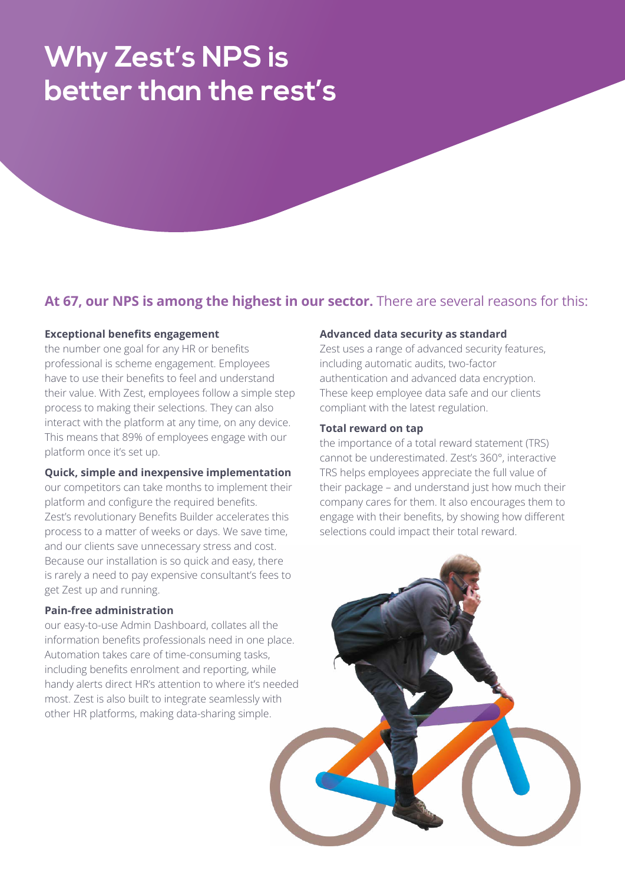# Why Zest's NPS is better than the rest's

## **At 67, our NPS is among the highest in our sector.** There are several reasons for this:

**Exceptional benefits engagement**
the number one goal for any HR or benefits professional is scheme engagement. Employees have to use their benefits to feel and understand their value. With Zest, employees follow a simple step process to making their selections. They can also interact with the platform at any time, on any device. This means that 89% of employees engage with our platform once it's set up.

**Quick, simple and inexpensive implementation**
our competitors can take months to implement their platform and configure the required benefits. Zest's revolutionary Benefits Builder accelerates this process to a matter of weeks or days. We save time, and our clients save unnecessary stress and cost. Because our installation is so quick and easy, there is rarely a need to pay expensive consultant's fees to get Zest up and running.

**Pain-free administration**
our easy-to-use Admin Dashboard, collates all the information benefits professionals need in one place. Automation takes care of time-consuming tasks, including benefits enrolment and reporting, while handy alerts direct HR's attention to where it's needed most. Zest is also built to integrate seamlessly with other HR platforms, making data-sharing simple.

**Advanced data security as standard**
Zest uses a range of advanced security features, including automatic audits, two-factor authentication and advanced data encryption. These keep employee data safe and our clients compliant with the latest regulation.

**Total reward on tap**
the importance of a total reward statement (TRS) cannot be underestimated. Zest's 360°, interactive TRS helps employees appreciate the full value of their package – and understand just how much their company cares for them. It also encourages them to engage with their benefits, by showing how different selections could impact their total reward.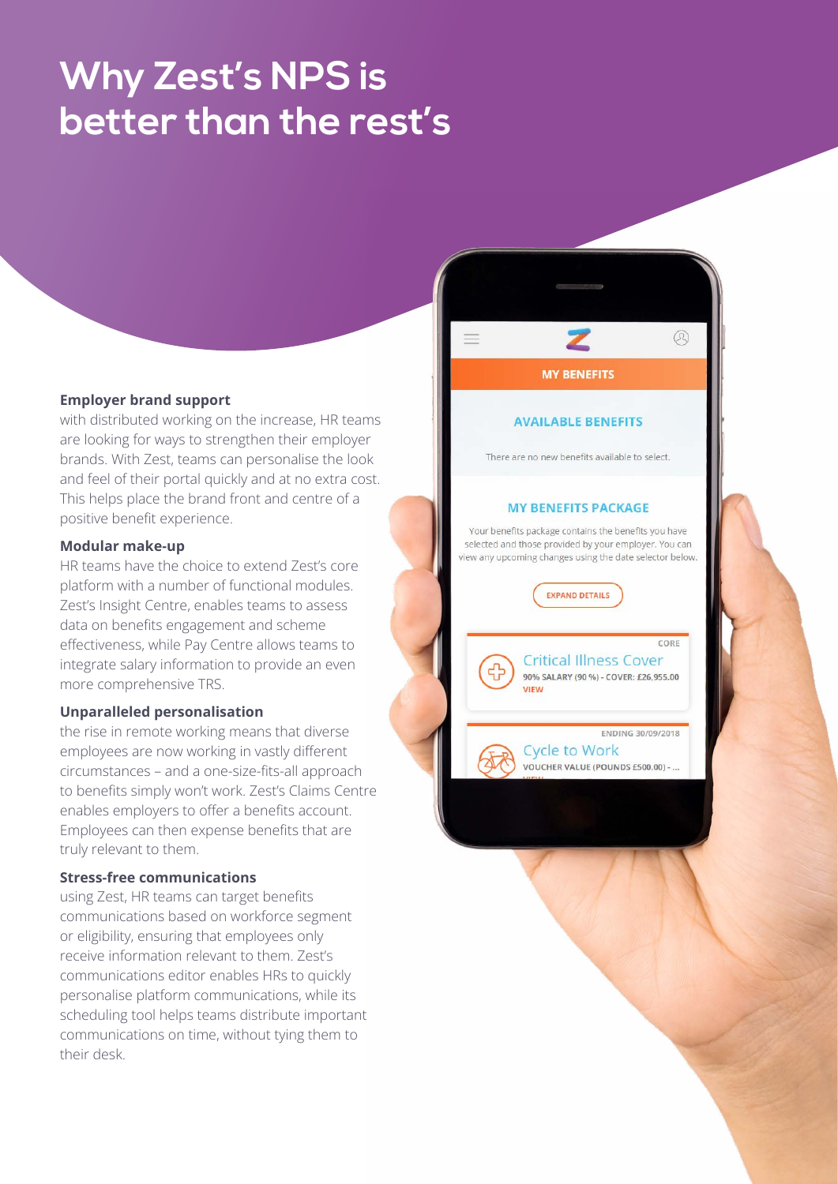# Why Zest's NPS is better than the rest's

**Employer brand support**

with distributed working on the increase, HR teams are looking for ways to strengthen their employer brands. With Zest, teams can personalise the look and feel of their portal quickly and at no extra cost. This helps place the brand front and centre of a positive benefit experience.

**Modular make-up**

HR teams have the choice to extend Zest's core platform with a number of functional modules. Zest's Insight Centre, enables teams to assess data on benefits engagement and scheme effectiveness, while Pay Centre allows teams to integrate salary information to provide an even more comprehensive TRS.

**Unparalleled personalisation**

the rise in remote working means that diverse employees are now working in vastly different circumstances – and a one-size-fits-all approach to benefits simply won't work. Zest's Claims Centre enables employers to offer a benefits account. Employees can then expense benefits that are truly relevant to them.

**Stress-free communications**

using Zest, HR teams can target benefits communications based on workforce segment or eligibility, ensuring that employees only receive information relevant to them. Zest's communications editor enables HRs to quickly personalise platform communications, while its scheduling tool helps teams distribute important communications on time, without tying them to their desk.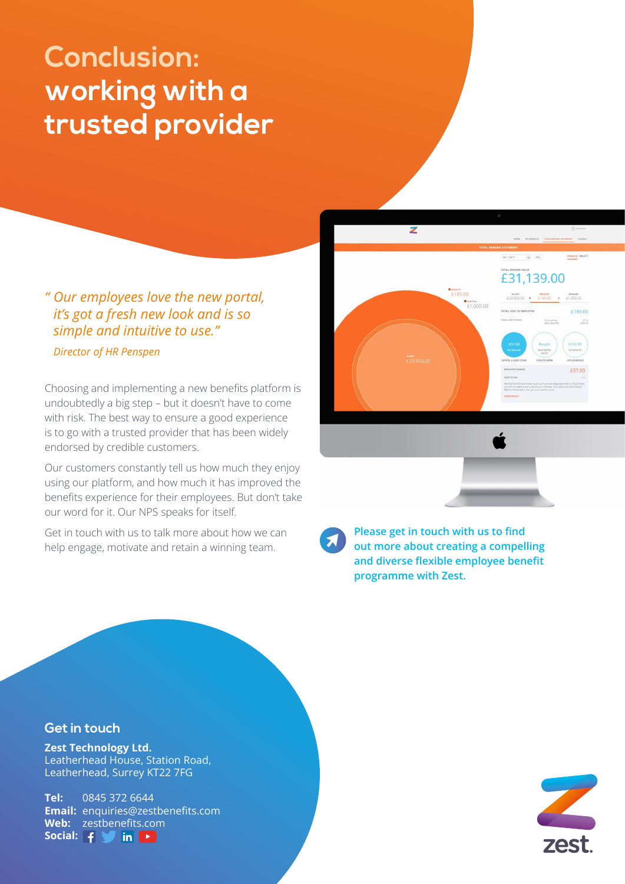# Conclusion: working with a trusted provider

*" Our employees love the new portal, it's got a fresh new look and is so simple and intuitive to use."*

*Director of HR Penspen*

Choosing and implementing a new benefits platform is undoubtedly a big step – but it doesn't have to come with risk. The best way to ensure a good experience is to go with a trusted provider that has been widely endorsed by credible customers.

Our customers constantly tell us how much they enjoy using our platform, and how much it has improved the benefits experience for their employees. But don't take our word for it. Our NPS speaks for itself.

Get in touch with us to talk more about how we can help engage, motivate and retain a winning team.

**Please get in touch with us to find out more about creating a compelling and diverse flexible employee benefit programme with Zest.**

## Get in touch

**Zest Technology Ltd.**
Leatherhead House, Station Road,
Leatherhead, Surrey KT22 7FG

**Tel:** 0845 372 6644
**Email:** enquiries@zestbenefits.com
**Web:** zestbenefits.com
**Social:**